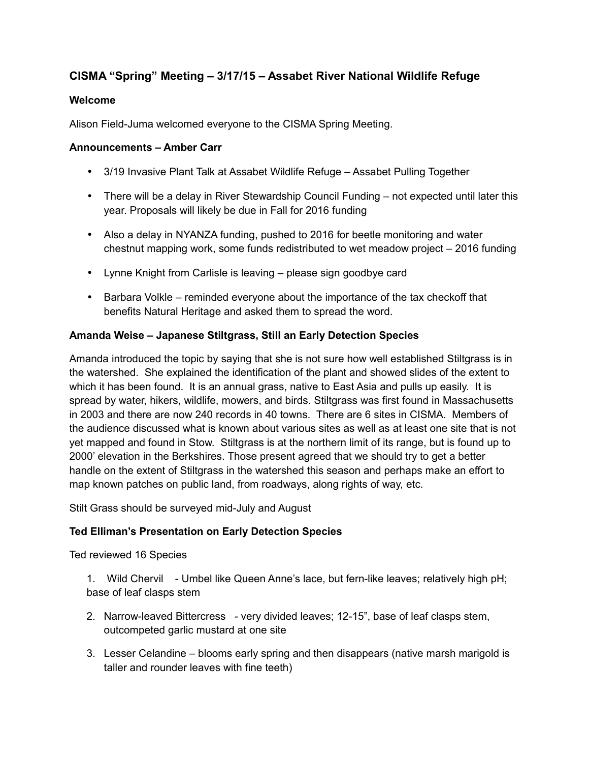## CISMA "Spring" Meeting – 3/17/15 – Assabet River National Wildlife Refuge

### Welcome

Alison Field-Juma welcomed everyone to the CISMA Spring Meeting.

### Announcements – Amber Carr

- 3/19 Invasive Plant Talk at Assabet Wildlife Refuge – Assabet Pulling Together
- There will be a delay in River Stewardship Council Funding – not expected until later this year. Proposals will likely be due in Fall for 2016 funding
- Also a delay in NYANZA funding, pushed to 2016 for beetle monitoring and water chestnut mapping work, some funds redistributed to wet meadow project – 2016 funding
- Lynne Knight from Carlisle is leaving – please sign goodbye card
- Barbara Volkle – reminded everyone about the importance of the tax checkoff that benefits Natural Heritage and asked them to spread the word.

### Amanda Weise – Japanese Stiltgrass, Still an Early Detection Species

Amanda introduced the topic by saying that she is not sure how well established Stiltgrass is in the watershed. She explained the identification of the plant and showed slides of the extent to which it has been found. It is an annual grass, native to East Asia and pulls up easily. It is spread by water, hikers, wildlife, mowers, and birds. Stiltgrass was first found in Massachusetts in 2003 and there are now 240 records in 40 towns. There are 6 sites in CISMA. Members of the audience discussed what is known about various sites as well as at least one site that is not yet mapped and found in Stow. Stiltgrass is at the northern limit of its range, but is found up to 2000' elevation in the Berkshires. Those present agreed that we should try to get a better handle on the extent of Stiltgrass in the watershed this season and perhaps make an effort to map known patches on public land, from roadways, along rights of way, etc.

Stilt Grass should be surveyed mid-July and August

### Ted Elliman's Presentation on Early Detection Species

Ted reviewed 16 Species

1. Wild Chervil - Umbel like Queen Anne's lace, but fern-like leaves; relatively high pH; base of leaf clasps stem
2. Narrow-leaved Bittercress - very divided leaves; 12-15", base of leaf clasps stem, outcompeted garlic mustard at one site
3. Lesser Celandine – blooms early spring and then disappears (native marsh marigold is taller and rounder leaves with fine teeth)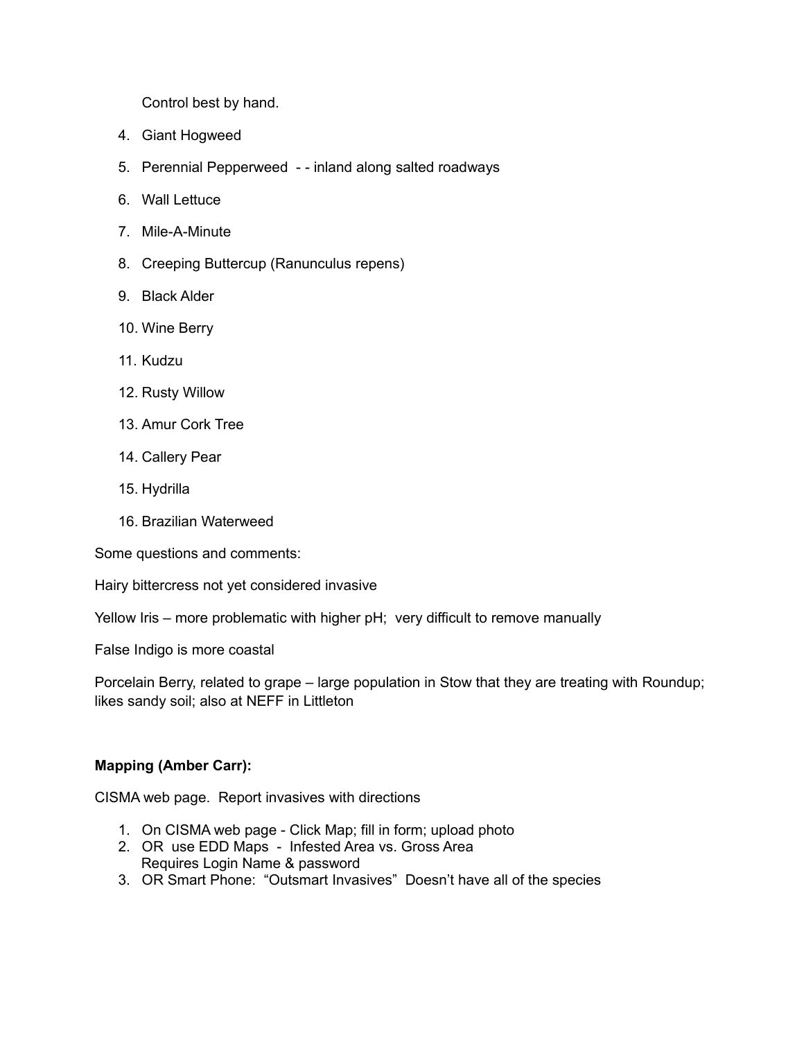Control best by hand.

4. Giant Hogweed
5. Perennial Pepperweed - - inland along salted roadways
6. Wall Lettuce
7. Mile-A-Minute
8. Creeping Buttercup (Ranunculus repens)
9. Black Alder
10. Wine Berry
11. Kudzu
12. Rusty Willow
13. Amur Cork Tree
14. Callery Pear
15. Hydrilla
16. Brazilian Waterweed

Some questions and comments:

Hairy bittercress not yet considered invasive

Yellow Iris – more problematic with higher pH; very difficult to remove manually

False Indigo is more coastal

Porcelain Berry, related to grape – large population in Stow that they are treating with Roundup; likes sandy soil; also at NEFF in Littleton

**Mapping (Amber Carr):**

CISMA web page. Report invasives with directions

1. On CISMA web page - Click Map; fill in form; upload photo
2. OR use EDD Maps - Infested Area vs. Gross Area
   Requires Login Name & password
3. OR Smart Phone: "Outsmart Invasives" Doesn't have all of the species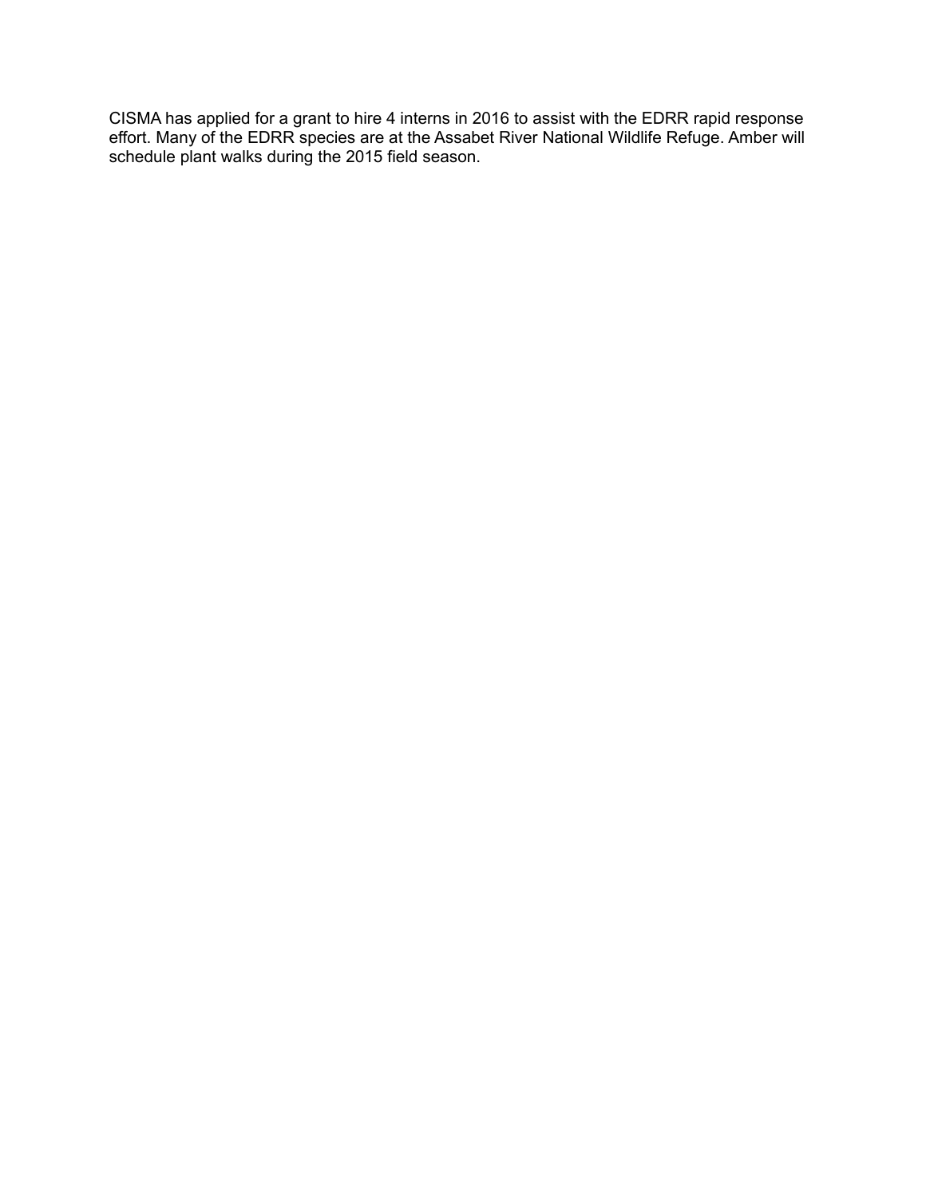CISMA has applied for a grant to hire 4 interns in 2016 to assist with the EDRR rapid response effort. Many of the EDRR species are at the Assabet River National Wildlife Refuge. Amber will schedule plant walks during the 2015 field season.